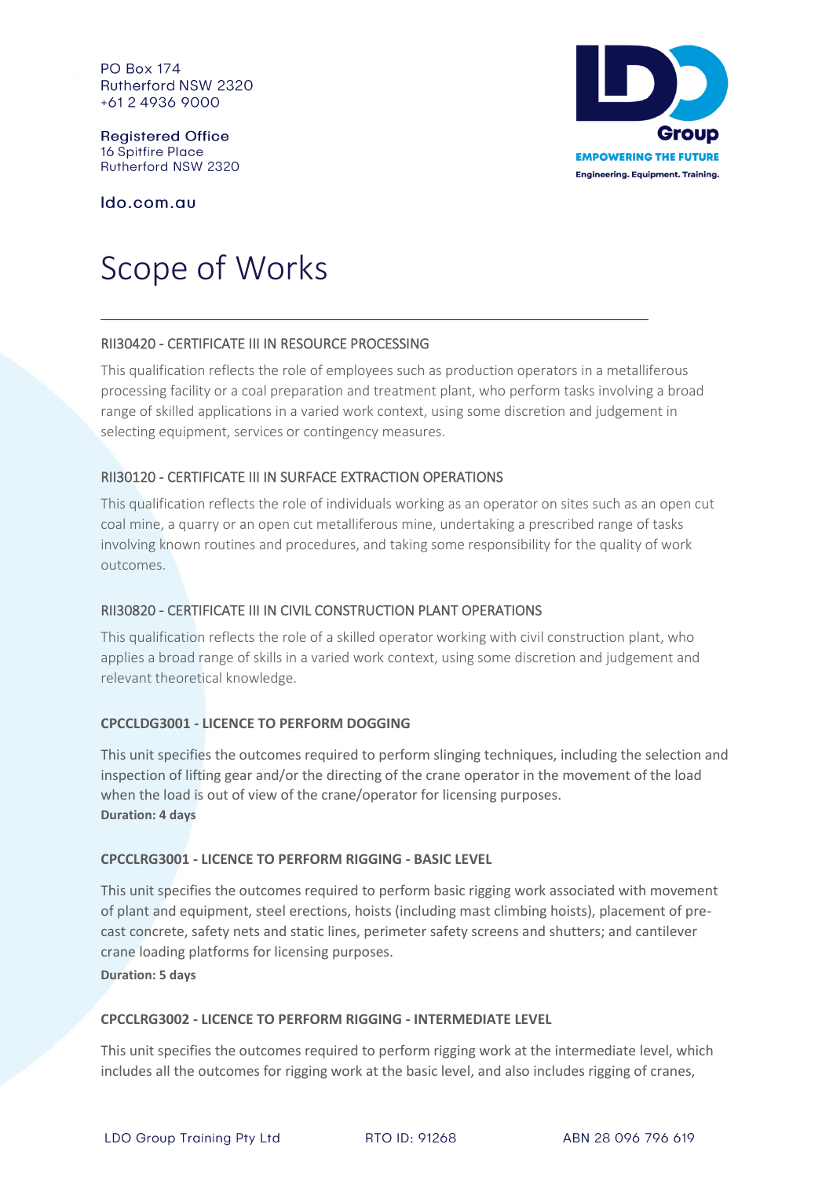PO Box 174
Rutherford NSW 2320
+61 2 4936 9000

Registered Office
16 Spitfire Place
Rutherford NSW 2320

ldo.com.au

LDO Group
EMPOWERING THE FUTURE
Engineering. Equipment. Training.

# Scope of Works

---

## RII30420 - CERTIFICATE III IN RESOURCE PROCESSING

This qualification reflects the role of employees such as production operators in a metalliferous processing facility or a coal preparation and treatment plant, who perform tasks involving a broad range of skilled applications in a varied work context, using some discretion and judgement in selecting equipment, services or contingency measures.

## RII30120 - CERTIFICATE III IN SURFACE EXTRACTION OPERATIONS

This qualification reflects the role of individuals working as an operator on sites such as an open cut coal mine, a quarry or an open cut metalliferous mine, undertaking a prescribed range of tasks involving known routines and procedures, and taking some responsibility for the quality of work outcomes.

## RII30820 - CERTIFICATE III IN CIVIL CONSTRUCTION PLANT OPERATIONS

This qualification reflects the role of a skilled operator working with civil construction plant, who applies a broad range of skills in a varied work context, using some discretion and judgement and relevant theoretical knowledge.

### CPCCLDG3001 - LICENCE TO PERFORM DOGGING

This unit specifies the outcomes required to perform slinging techniques, including the selection and inspection of lifting gear and/or the directing of the crane operator in the movement of the load when the load is out of view of the crane/operator for licensing purposes.
**Duration: 4 days**

### CPCCLRG3001 - LICENCE TO PERFORM RIGGING - BASIC LEVEL

This unit specifies the outcomes required to perform basic rigging work associated with movement of plant and equipment, steel erections, hoists (including mast climbing hoists), placement of pre-cast concrete, safety nets and static lines, perimeter safety screens and shutters; and cantilever crane loading platforms for licensing purposes.
**Duration: 5 days**

### CPCCLRG3002 - LICENCE TO PERFORM RIGGING - INTERMEDIATE LEVEL

This unit specifies the outcomes required to perform rigging work at the intermediate level, which includes all the outcomes for rigging work at the basic level, and also includes rigging of cranes,

LDO Group Training Pty Ltd RTO ID: 91268 ABN 28 096 796 619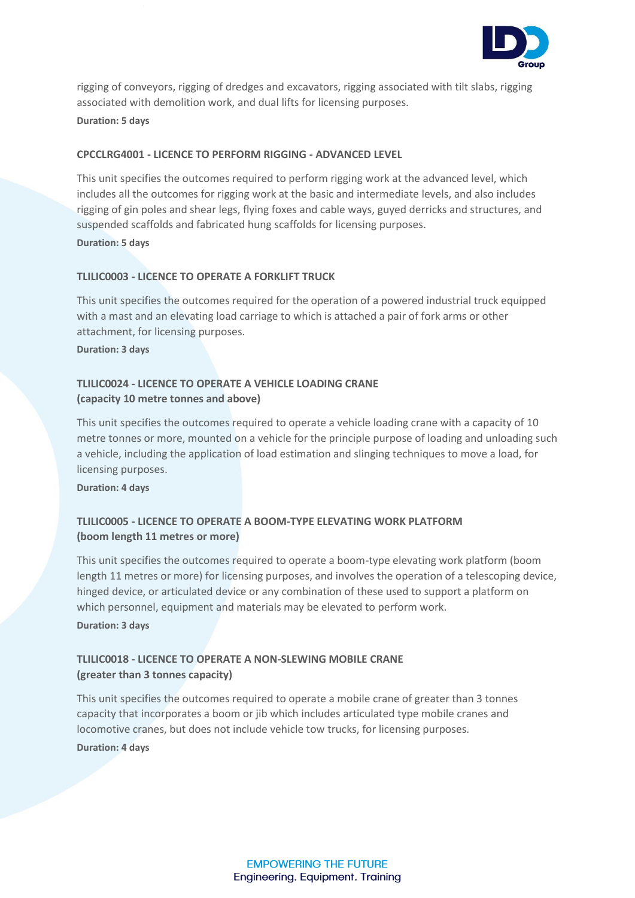rigging of conveyors, rigging of dredges and excavators, rigging associated with tilt slabs, rigging associated with demolition work, and dual lifts for licensing purposes.

**Duration: 5 days**

### CPCCLRG4001 - LICENCE TO PERFORM RIGGING - ADVANCED LEVEL

This unit specifies the outcomes required to perform rigging work at the advanced level, which includes all the outcomes for rigging work at the basic and intermediate levels, and also includes rigging of gin poles and shear legs, flying foxes and cable ways, guyed derricks and structures, and suspended scaffolds and fabricated hung scaffolds for licensing purposes.

**Duration: 5 days**

### TLILIC0003 - LICENCE TO OPERATE A FORKLIFT TRUCK

This unit specifies the outcomes required for the operation of a powered industrial truck equipped with a mast and an elevating load carriage to which is attached a pair of fork arms or other attachment, for licensing purposes.

**Duration: 3 days**

### TLILIC0024 - LICENCE TO OPERATE A VEHICLE LOADING CRANE (capacity 10 metre tonnes and above)

This unit specifies the outcomes required to operate a vehicle loading crane with a capacity of 10 metre tonnes or more, mounted on a vehicle for the principle purpose of loading and unloading such a vehicle, including the application of load estimation and slinging techniques to move a load, for licensing purposes.

**Duration: 4 days**

### TLILIC0005 - LICENCE TO OPERATE A BOOM-TYPE ELEVATING WORK PLATFORM (boom length 11 metres or more)

This unit specifies the outcomes required to operate a boom-type elevating work platform (boom length 11 metres or more) for licensing purposes, and involves the operation of a telescoping device, hinged device, or articulated device or any combination of these used to support a platform on which personnel, equipment and materials may be elevated to perform work.

**Duration: 3 days**

### TLILIC0018 - LICENCE TO OPERATE A NON-SLEWING MOBILE CRANE (greater than 3 tonnes capacity)

This unit specifies the outcomes required to operate a mobile crane of greater than 3 tonnes capacity that incorporates a boom or jib which includes articulated type mobile cranes and locomotive cranes, but does not include vehicle tow trucks, for licensing purposes.

**Duration: 4 days**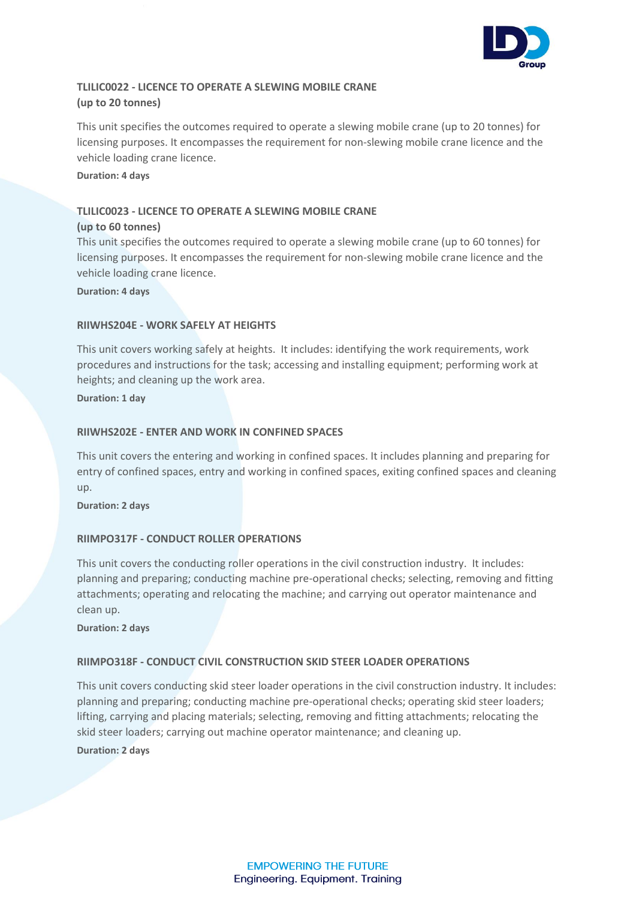### TLILIC0022 - LICENCE TO OPERATE A SLEWING MOBILE CRANE (up to 20 tonnes)

This unit specifies the outcomes required to operate a slewing mobile crane (up to 20 tonnes) for licensing purposes. It encompasses the requirement for non-slewing mobile crane licence and the vehicle loading crane licence.

**Duration: 4 days**

### TLILIC0023 - LICENCE TO OPERATE A SLEWING MOBILE CRANE (up to 60 tonnes)

This unit specifies the outcomes required to operate a slewing mobile crane (up to 60 tonnes) for licensing purposes. It encompasses the requirement for non-slewing mobile crane licence and the vehicle loading crane licence.

**Duration: 4 days**

### RIIWHS204E - WORK SAFELY AT HEIGHTS

This unit covers working safely at heights. It includes: identifying the work requirements, work procedures and instructions for the task; accessing and installing equipment; performing work at heights; and cleaning up the work area.

**Duration: 1 day**

### RIIWHS202E - ENTER AND WORK IN CONFINED SPACES

This unit covers the entering and working in confined spaces. It includes planning and preparing for entry of confined spaces, entry and working in confined spaces, exiting confined spaces and cleaning up.

**Duration: 2 days**

### RIIMPO317F - CONDUCT ROLLER OPERATIONS

This unit covers the conducting roller operations in the civil construction industry. It includes: planning and preparing; conducting machine pre-operational checks; selecting, removing and fitting attachments; operating and relocating the machine; and carrying out operator maintenance and clean up.

**Duration: 2 days**

### RIIMPO318F - CONDUCT CIVIL CONSTRUCTION SKID STEER LOADER OPERATIONS

This unit covers conducting skid steer loader operations in the civil construction industry. It includes: planning and preparing; conducting machine pre-operational checks; operating skid steer loaders; lifting, carrying and placing materials; selecting, removing and fitting attachments; relocating the skid steer loaders; carrying out machine operator maintenance; and cleaning up.

**Duration: 2 days**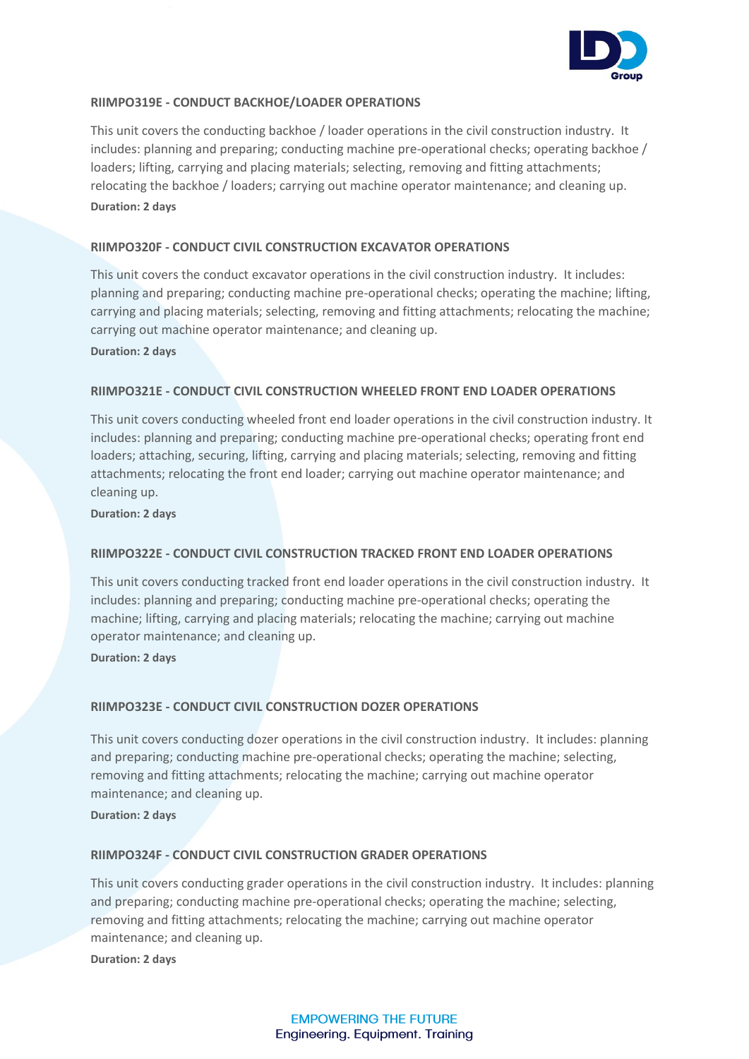### RIIMPO319E - CONDUCT BACKHOE/LOADER OPERATIONS

This unit covers the conducting backhoe / loader operations in the civil construction industry. It includes: planning and preparing; conducting machine pre-operational checks; operating backhoe / loaders; lifting, carrying and placing materials; selecting, removing and fitting attachments; relocating the backhoe / loaders; carrying out machine operator maintenance; and cleaning up.

**Duration: 2 days**

### RIIMPO320F - CONDUCT CIVIL CONSTRUCTION EXCAVATOR OPERATIONS

This unit covers the conduct excavator operations in the civil construction industry. It includes: planning and preparing; conducting machine pre-operational checks; operating the machine; lifting, carrying and placing materials; selecting, removing and fitting attachments; relocating the machine; carrying out machine operator maintenance; and cleaning up.

**Duration: 2 days**

### RIIMPO321E - CONDUCT CIVIL CONSTRUCTION WHEELED FRONT END LOADER OPERATIONS

This unit covers conducting wheeled front end loader operations in the civil construction industry. It includes: planning and preparing; conducting machine pre-operational checks; operating front end loaders; attaching, securing, lifting, carrying and placing materials; selecting, removing and fitting attachments; relocating the front end loader; carrying out machine operator maintenance; and cleaning up.

**Duration: 2 days**

### RIIMPO322E - CONDUCT CIVIL CONSTRUCTION TRACKED FRONT END LOADER OPERATIONS

This unit covers conducting tracked front end loader operations in the civil construction industry. It includes: planning and preparing; conducting machine pre-operational checks; operating the machine; lifting, carrying and placing materials; relocating the machine; carrying out machine operator maintenance; and cleaning up.

**Duration: 2 days**

### RIIMPO323E - CONDUCT CIVIL CONSTRUCTION DOZER OPERATIONS

This unit covers conducting dozer operations in the civil construction industry. It includes: planning and preparing; conducting machine pre-operational checks; operating the machine; selecting, removing and fitting attachments; relocating the machine; carrying out machine operator maintenance; and cleaning up.

**Duration: 2 days**

### RIIMPO324F - CONDUCT CIVIL CONSTRUCTION GRADER OPERATIONS

This unit covers conducting grader operations in the civil construction industry. It includes: planning and preparing; conducting machine pre-operational checks; operating the machine; selecting, removing and fitting attachments; relocating the machine; carrying out machine operator maintenance; and cleaning up.

**Duration: 2 days**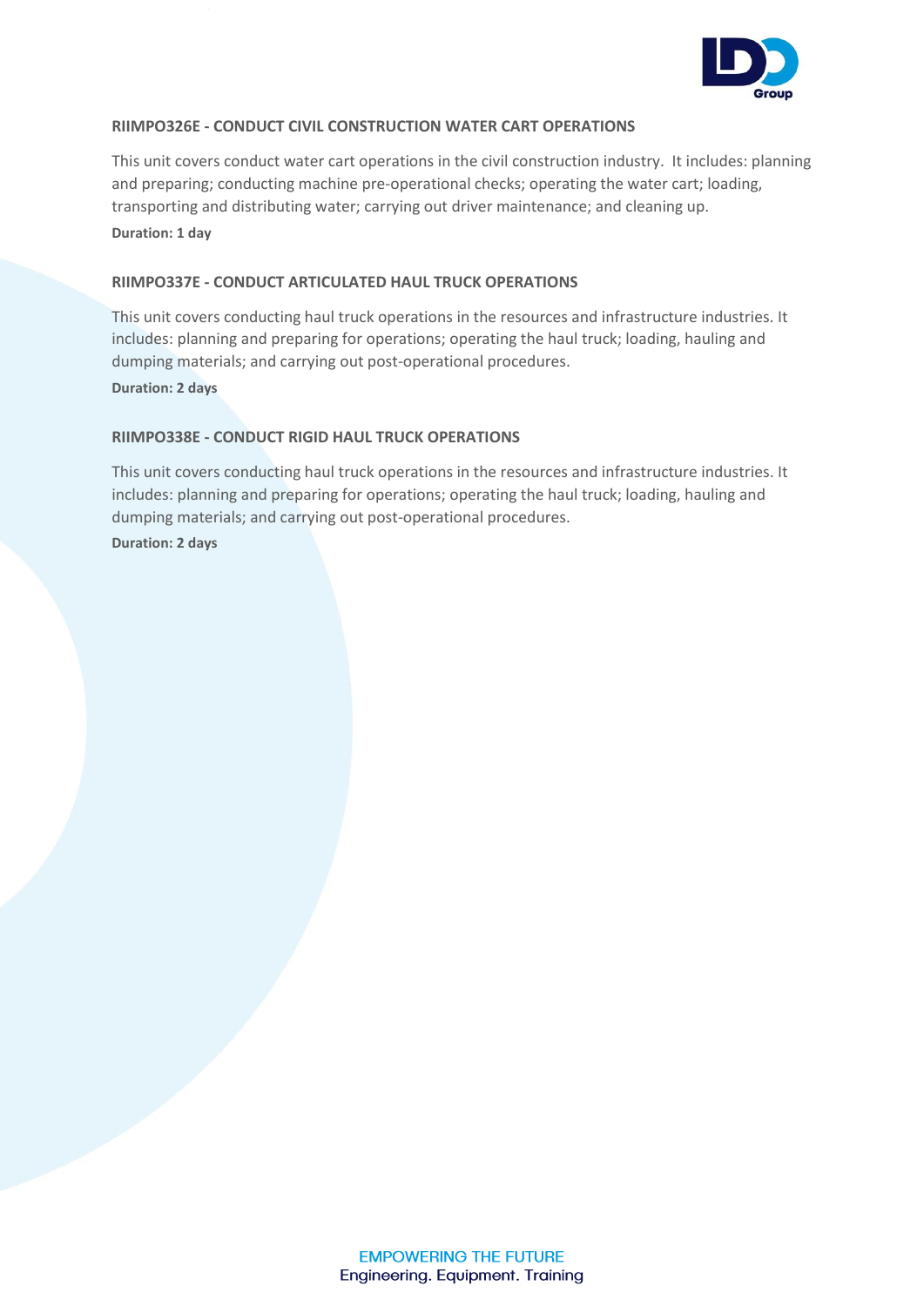### RIIMPO326E - CONDUCT CIVIL CONSTRUCTION WATER CART OPERATIONS

This unit covers conduct water cart operations in the civil construction industry. It includes: planning and preparing; conducting machine pre-operational checks; operating the water cart; loading, transporting and distributing water; carrying out driver maintenance; and cleaning up.

**Duration: 1 day**

### RIIMPO337E - CONDUCT ARTICULATED HAUL TRUCK OPERATIONS

This unit covers conducting haul truck operations in the resources and infrastructure industries. It includes: planning and preparing for operations; operating the haul truck; loading, hauling and dumping materials; and carrying out post-operational procedures.

**Duration: 2 days**

### RIIMPO338E - CONDUCT RIGID HAUL TRUCK OPERATIONS

This unit covers conducting haul truck operations in the resources and infrastructure industries. It includes: planning and preparing for operations; operating the haul truck; loading, hauling and dumping materials; and carrying out post-operational procedures.

**Duration: 2 days**